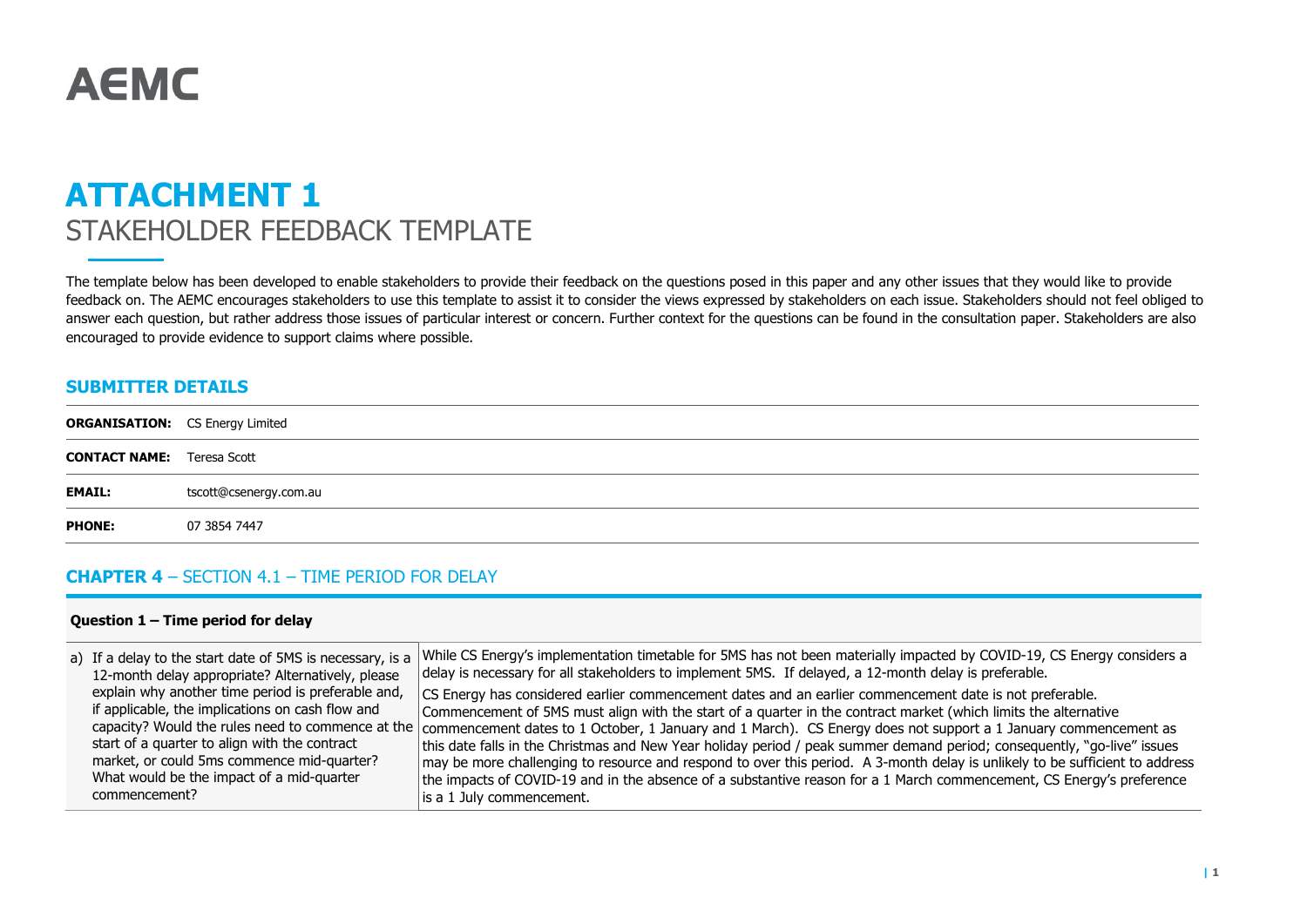# AEMC

# ATTACHMENT 1
## STAKEHOLDER FEEDBACK TEMPLATE

The template below has been developed to enable stakeholders to provide their feedback on the questions posed in this paper and any other issues that they would like to provide feedback on. The AEMC encourages stakeholders to use this template to assist it to consider the views expressed by stakeholders on each issue. Stakeholders should not feel obliged to answer each question, but rather address those issues of particular interest or concern. Further context for the questions can be found in the consultation paper. Stakeholders are also encouraged to provide evidence to support claims where possible.

## SUBMITTER DETAILS

| | |
|---|---|
| **ORGANISATION:** | CS Energy Limited |
| **CONTACT NAME:** | Teresa Scott |
| **EMAIL:** | tscott@csenergy.com.au |
| **PHONE:** | 07 3854 7447 |

## CHAPTER 4 – SECTION 4.1 – TIME PERIOD FOR DELAY

| **Question 1 – Time period for delay** | |
|---|---|
| a) If a delay to the start date of 5MS is necessary, is a 12-month delay appropriate? Alternatively, please explain why another time period is preferable and, if applicable, the implications on cash flow and capacity? Would the rules need to commence at the start of a quarter to align with the contract market, or could 5ms commence mid-quarter? What would be the impact of a mid-quarter commencement? | While CS Energy's implementation timetable for 5MS has not been materially impacted by COVID-19, CS Energy considers a delay is necessary for all stakeholders to implement 5MS. If delayed, a 12-month delay is preferable.<br><br>CS Energy has considered earlier commencement dates and an earlier commencement date is not preferable. Commencement of 5MS must align with the start of a quarter in the contract market (which limits the alternative commencement dates to 1 October, 1 January and 1 March). CS Energy does not support a 1 January commencement as this date falls in the Christmas and New Year holiday period / peak summer demand period; consequently, "go-live" issues may be more challenging to resource and respond to over this period. A 3-month delay is unlikely to be sufficient to address the impacts of COVID-19 and in the absence of a substantive reason for a 1 March commencement, CS Energy's preference is a 1 July commencement. |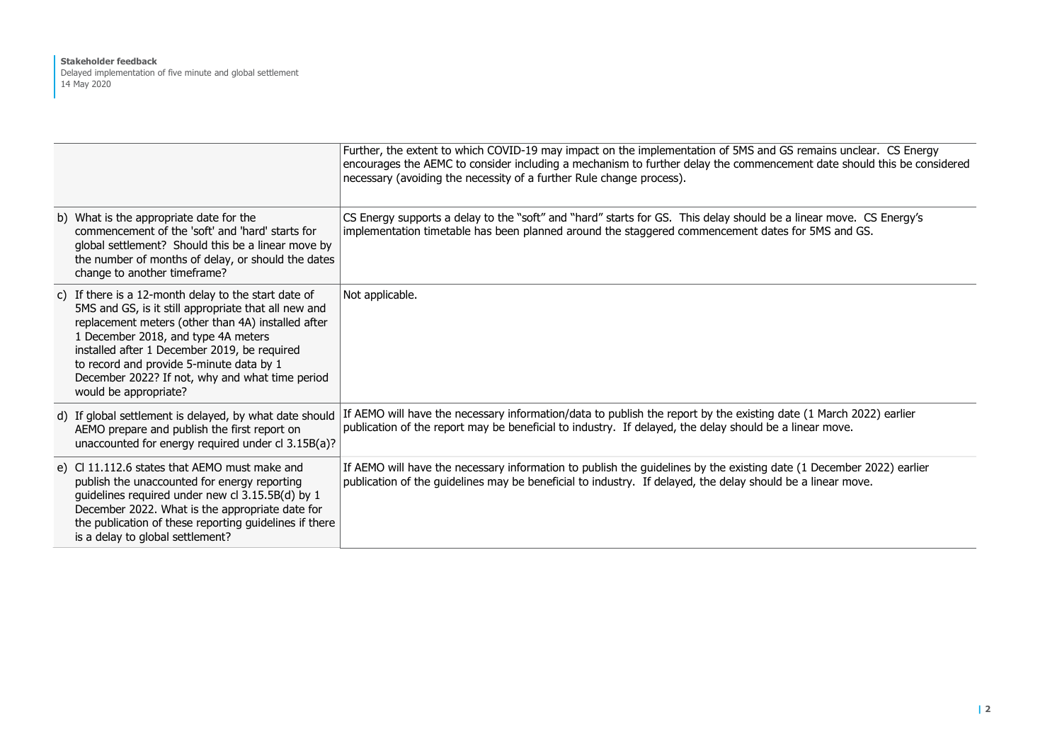| | |
|---|---|
| | Further, the extent to which COVID-19 may impact on the implementation of 5MS and GS remains unclear. CS Energy encourages the AEMC to consider including a mechanism to further delay the commencement date should this be considered necessary (avoiding the necessity of a further Rule change process). |
| b) What is the appropriate date for the commencement of the 'soft' and 'hard' starts for global settlement? Should this be a linear move by the number of months of delay, or should the dates change to another timeframe? | CS Energy supports a delay to the "soft" and "hard" starts for GS. This delay should be a linear move. CS Energy's implementation timetable has been planned around the staggered commencement dates for 5MS and GS. |
| c) If there is a 12-month delay to the start date of 5MS and GS, is it still appropriate that all new and replacement meters (other than 4A) installed after 1 December 2018, and type 4A meters installed after 1 December 2019, be required to record and provide 5-minute data by 1 December 2022? If not, why and what time period would be appropriate? | Not applicable. |
| d) If global settlement is delayed, by what date should AEMO prepare and publish the first report on unaccounted for energy required under cl 3.15B(a)? | If AEMO will have the necessary information/data to publish the report by the existing date (1 March 2022) earlier publication of the report may be beneficial to industry. If delayed, the delay should be a linear move. |
| e) Cl 11.112.6 states that AEMO must make and publish the unaccounted for energy reporting guidelines required under new cl 3.15.5B(d) by 1 December 2022. What is the appropriate date for the publication of these reporting guidelines if there is a delay to global settlement? | If AEMO will have the necessary information to publish the guidelines by the existing date (1 December 2022) earlier publication of the guidelines may be beneficial to industry. If delayed, the delay should be a linear move. |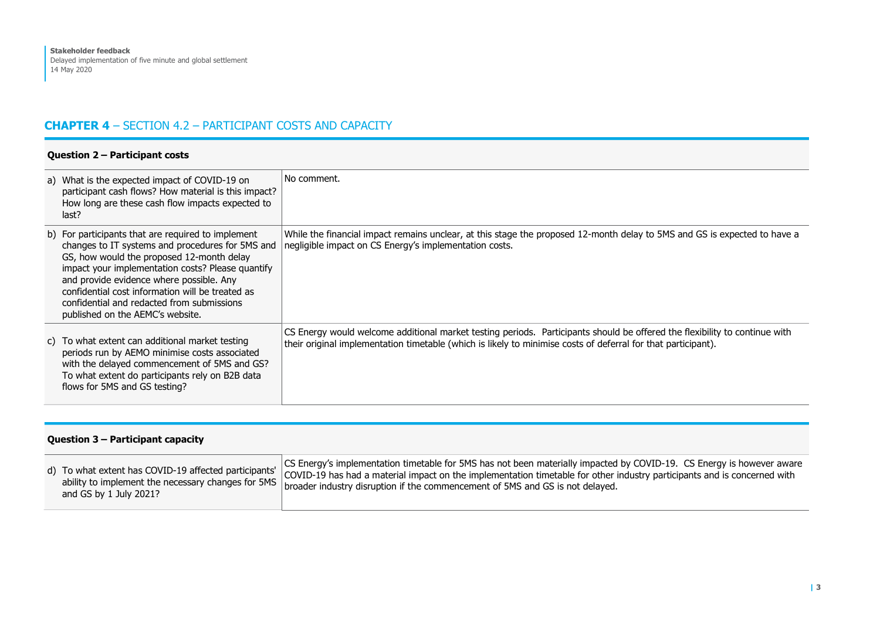## **CHAPTER 4** – SECTION 4.2 – PARTICIPANT COSTS AND CAPACITY

### Question 2 – Participant costs

| | |
|---|---|
| a) What is the expected impact of COVID-19 on participant cash flows? How material is this impact? How long are these cash flow impacts expected to last? | No comment. |
| b) For participants that are required to implement changes to IT systems and procedures for 5MS and GS, how would the proposed 12-month delay impact your implementation costs? Please quantify and provide evidence where possible. Any confidential cost information will be treated as confidential and redacted from submissions published on the AEMC's website. | While the financial impact remains unclear, at this stage the proposed 12-month delay to 5MS and GS is expected to have a negligible impact on CS Energy's implementation costs. |
| c) To what extent can additional market testing periods run by AEMO minimise costs associated with the delayed commencement of 5MS and GS? To what extent do participants rely on B2B data flows for 5MS and GS testing? | CS Energy would welcome additional market testing periods. Participants should be offered the flexibility to continue with their original implementation timetable (which is likely to minimise costs of deferral for that participant). |

### Question 3 – Participant capacity

| | |
|---|---|
| d) To what extent has COVID-19 affected participants' ability to implement the necessary changes for 5MS and GS by 1 July 2021? | CS Energy's implementation timetable for 5MS has not been materially impacted by COVID-19. CS Energy is however aware COVID-19 has had a material impact on the implementation timetable for other industry participants and is concerned with broader industry disruption if the commencement of 5MS and GS is not delayed. |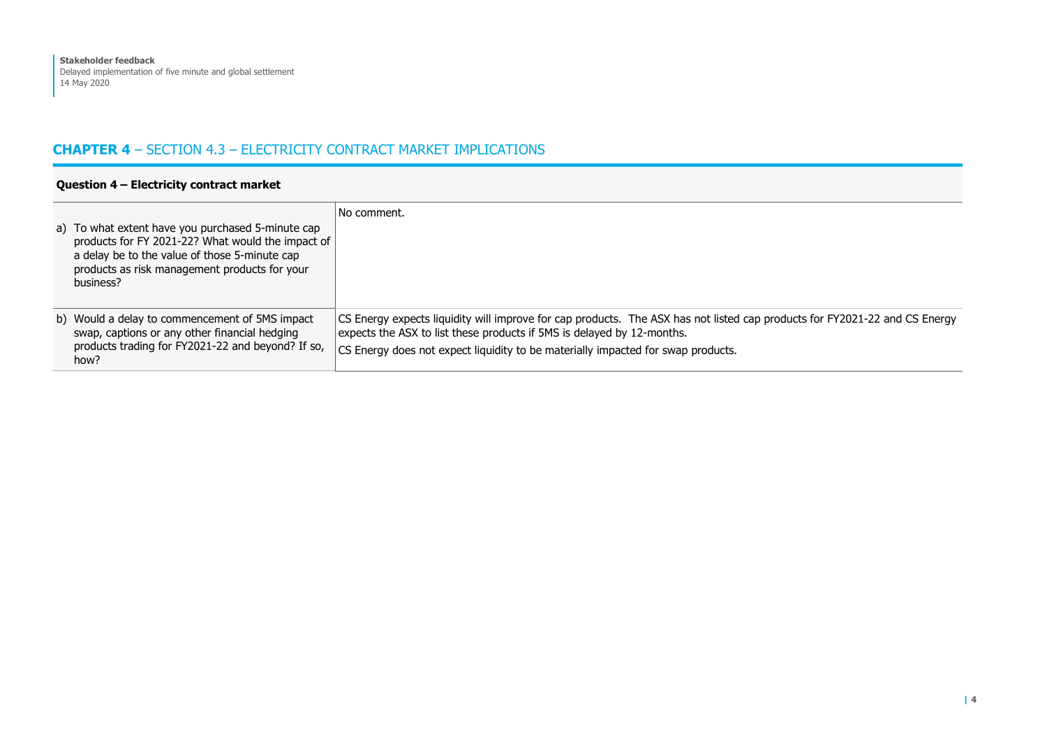## **CHAPTER 4** – SECTION 4.3 – ELECTRICITY CONTRACT MARKET IMPLICATIONS

| **Question 4 – Electricity contract market** | |
|---|---|
| a) To what extent have you purchased 5-minute cap products for FY 2021-22? What would the impact of a delay be to the value of those 5-minute cap products as risk management products for your business? | No comment. |
| b) Would a delay to commencement of 5MS impact swap, captions or any other financial hedging products trading for FY2021-22 and beyond? If so, how? | CS Energy expects liquidity will improve for cap products. The ASX has not listed cap products for FY2021-22 and CS Energy expects the ASX to list these products if 5MS is delayed by 12-months.<br><br>CS Energy does not expect liquidity to be materially impacted for swap products. |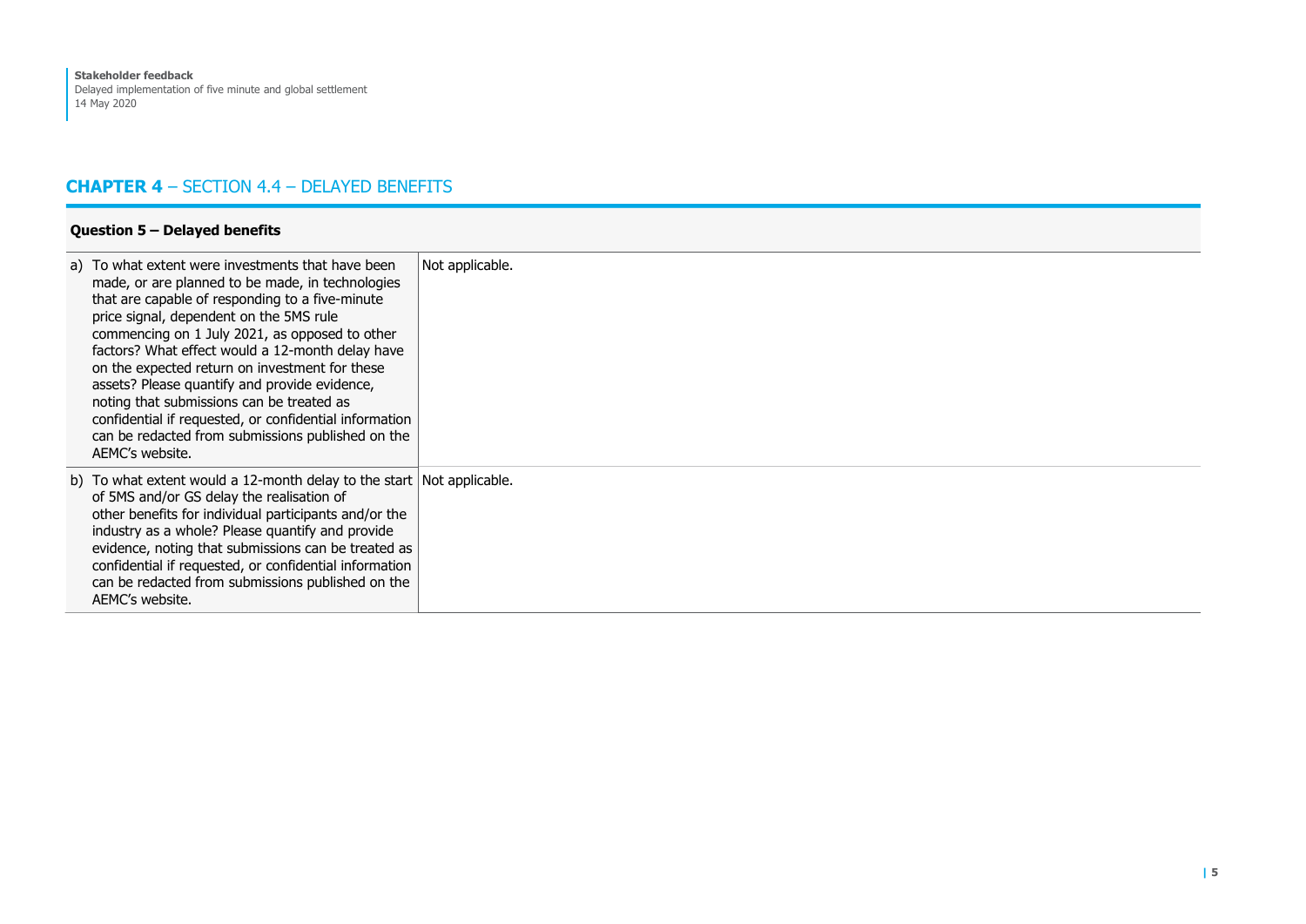## **CHAPTER 4** – SECTION 4.4 – DELAYED BENEFITS

| **Question 5 – Delayed benefits** | |
|---|---|
| a) To what extent were investments that have been made, or are planned to be made, in technologies that are capable of responding to a five-minute price signal, dependent on the 5MS rule commencing on 1 July 2021, as opposed to other factors? What effect would a 12-month delay have on the expected return on investment for these assets? Please quantify and provide evidence, noting that submissions can be treated as confidential if requested, or confidential information can be redacted from submissions published on the AEMC's website. | Not applicable. |
| b) To what extent would a 12-month delay to the start of 5MS and/or GS delay the realisation of other benefits for individual participants and/or the industry as a whole? Please quantify and provide evidence, noting that submissions can be treated as confidential if requested, or confidential information can be redacted from submissions published on the AEMC's website. | Not applicable. |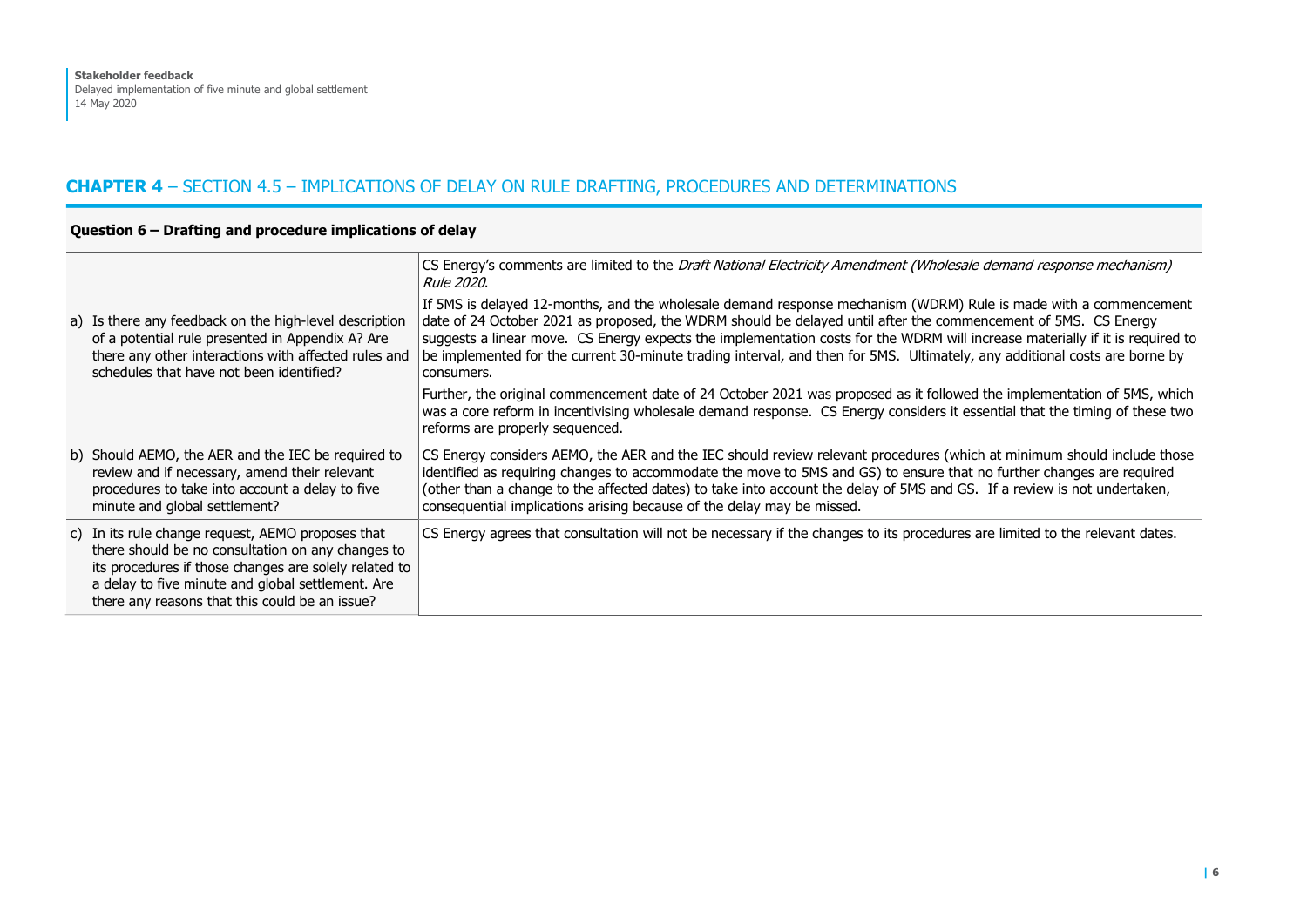## **CHAPTER 4** – SECTION 4.5 – IMPLICATIONS OF DELAY ON RULE DRAFTING, PROCEDURES AND DETERMINATIONS

### Question 6 – Drafting and procedure implications of delay

| | |
|---|---|
| a) Is there any feedback on the high-level description of a potential rule presented in Appendix A? Are there any other interactions with affected rules and schedules that have not been identified? | CS Energy's comments are limited to the *Draft National Electricity Amendment (Wholesale demand response mechanism) Rule 2020*.<br><br>If 5MS is delayed 12-months, and the wholesale demand response mechanism (WDRM) Rule is made with a commencement date of 24 October 2021 as proposed, the WDRM should be delayed until after the commencement of 5MS. CS Energy suggests a linear move. CS Energy expects the implementation costs for the WDRM will increase materially if it is required to be implemented for the current 30-minute trading interval, and then for 5MS. Ultimately, any additional costs are borne by consumers.<br><br>Further, the original commencement date of 24 October 2021 was proposed as it followed the implementation of 5MS, which was a core reform in incentivising wholesale demand response. CS Energy considers it essential that the timing of these two reforms are properly sequenced. |
| b) Should AEMO, the AER and the IEC be required to review and if necessary, amend their relevant procedures to take into account a delay to five minute and global settlement? | CS Energy considers AEMO, the AER and the IEC should review relevant procedures (which at minimum should include those identified as requiring changes to accommodate the move to 5MS and GS) to ensure that no further changes are required (other than a change to the affected dates) to take into account the delay of 5MS and GS. If a review is not undertaken, consequential implications arising because of the delay may be missed. |
| c) In its rule change request, AEMO proposes that there should be no consultation on any changes to its procedures if those changes are solely related to a delay to five minute and global settlement. Are there any reasons that this could be an issue? | CS Energy agrees that consultation will not be necessary if the changes to its procedures are limited to the relevant dates. |